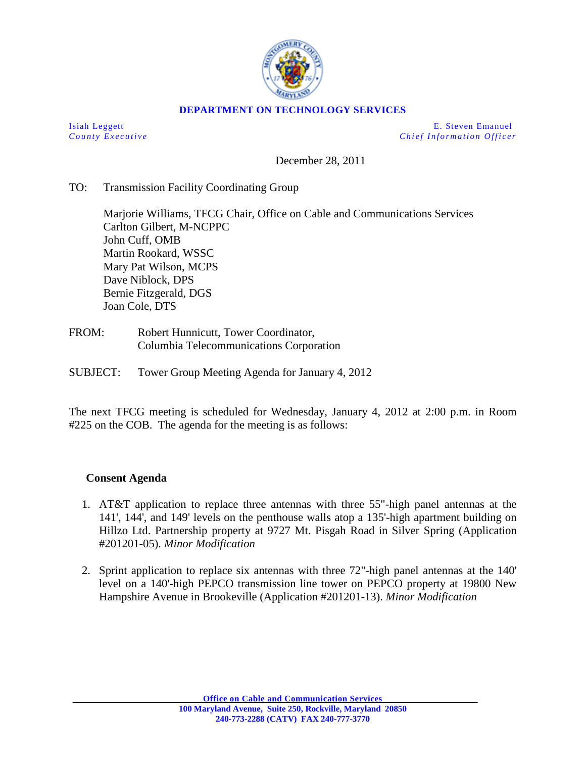**DEPARTMENT ON TECHNOLOGY SERVICES**

Isiah Leggett
*County Executive*

E. Steven Emanuel
*Chief Information Officer*

December 28, 2011

TO: Transmission Facility Coordinating Group

Marjorie Williams, TFCG Chair, Office on Cable and Communications Services
Carlton Gilbert, M-NCPPC
John Cuff, OMB
Martin Rookard, WSSC
Mary Pat Wilson, MCPS
Dave Niblock, DPS
Bernie Fitzgerald, DGS
Joan Cole, DTS

FROM: Robert Hunnicutt, Tower Coordinator,
Columbia Telecommunications Corporation

SUBJECT: Tower Group Meeting Agenda for January 4, 2012

The next TFCG meeting is scheduled for Wednesday, January 4, 2012 at 2:00 p.m. in Room #225 on the COB. The agenda for the meeting is as follows:

**Consent Agenda**

1. AT&T application to replace three antennas with three 55"-high panel antennas at the 141', 144', and 149' levels on the penthouse walls atop a 135'-high apartment building on Hillzo Ltd. Partnership property at 9727 Mt. Pisgah Road in Silver Spring (Application #201201-05). *Minor Modification*

2. Sprint application to replace six antennas with three 72"-high panel antennas at the 140' level on a 140'-high PEPCO transmission line tower on PEPCO property at 19800 New Hampshire Avenue in Brookeville (Application #201201-13). *Minor Modification*

**Office on Cable and Communication Services**
**100 Maryland Avenue, Suite 250, Rockville, Maryland 20850**
**240-773-2288 (CATV) FAX 240-777-3770**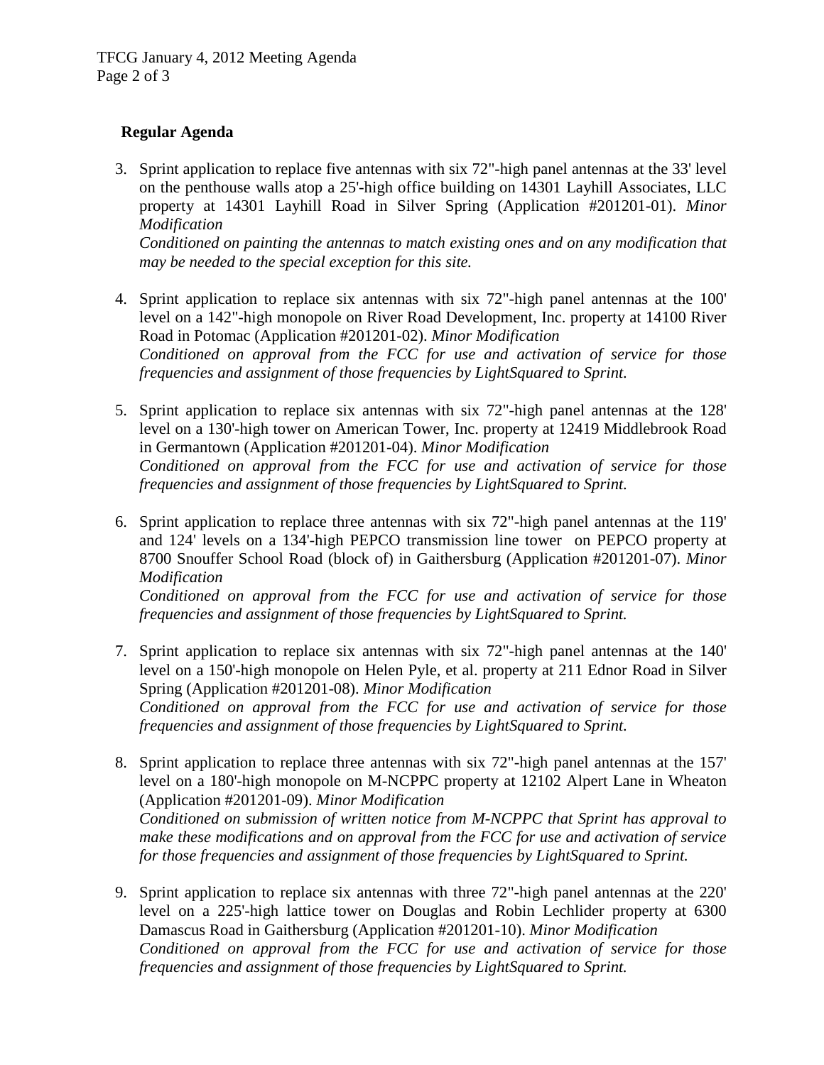**Regular Agenda**

3. Sprint application to replace five antennas with six 72"-high panel antennas at the 33' level on the penthouse walls atop a 25'-high office building on 14301 Layhill Associates, LLC property at 14301 Layhill Road in Silver Spring (Application #201201-01). *Minor Modification*
   *Conditioned on painting the antennas to match existing ones and on any modification that may be needed to the special exception for this site.*

4. Sprint application to replace six antennas with six 72"-high panel antennas at the 100' level on a 142"-high monopole on River Road Development, Inc. property at 14100 River Road in Potomac (Application #201201-02). *Minor Modification*
   *Conditioned on approval from the FCC for use and activation of service for those frequencies and assignment of those frequencies by LightSquared to Sprint.*

5. Sprint application to replace six antennas with six 72"-high panel antennas at the 128' level on a 130'-high tower on American Tower, Inc. property at 12419 Middlebrook Road in Germantown (Application #201201-04). *Minor Modification*
   *Conditioned on approval from the FCC for use and activation of service for those frequencies and assignment of those frequencies by LightSquared to Sprint.*

6. Sprint application to replace three antennas with six 72"-high panel antennas at the 119' and 124' levels on a 134'-high PEPCO transmission line tower on PEPCO property at 8700 Snouffer School Road (block of) in Gaithersburg (Application #201201-07). *Minor Modification*
   *Conditioned on approval from the FCC for use and activation of service for those frequencies and assignment of those frequencies by LightSquared to Sprint.*

7. Sprint application to replace six antennas with six 72"-high panel antennas at the 140' level on a 150'-high monopole on Helen Pyle, et al. property at 211 Ednor Road in Silver Spring (Application #201201-08). *Minor Modification*
   *Conditioned on approval from the FCC for use and activation of service for those frequencies and assignment of those frequencies by LightSquared to Sprint.*

8. Sprint application to replace three antennas with six 72"-high panel antennas at the 157' level on a 180'-high monopole on M-NCPPC property at 12102 Alpert Lane in Wheaton (Application #201201-09). *Minor Modification*
   *Conditioned on submission of written notice from M-NCPPC that Sprint has approval to make these modifications and on approval from the FCC for use and activation of service for those frequencies and assignment of those frequencies by LightSquared to Sprint.*

9. Sprint application to replace six antennas with three 72"-high panel antennas at the 220' level on a 225'-high lattice tower on Douglas and Robin Lechlider property at 6300 Damascus Road in Gaithersburg (Application #201201-10). *Minor Modification*
   *Conditioned on approval from the FCC for use and activation of service for those frequencies and assignment of those frequencies by LightSquared to Sprint.*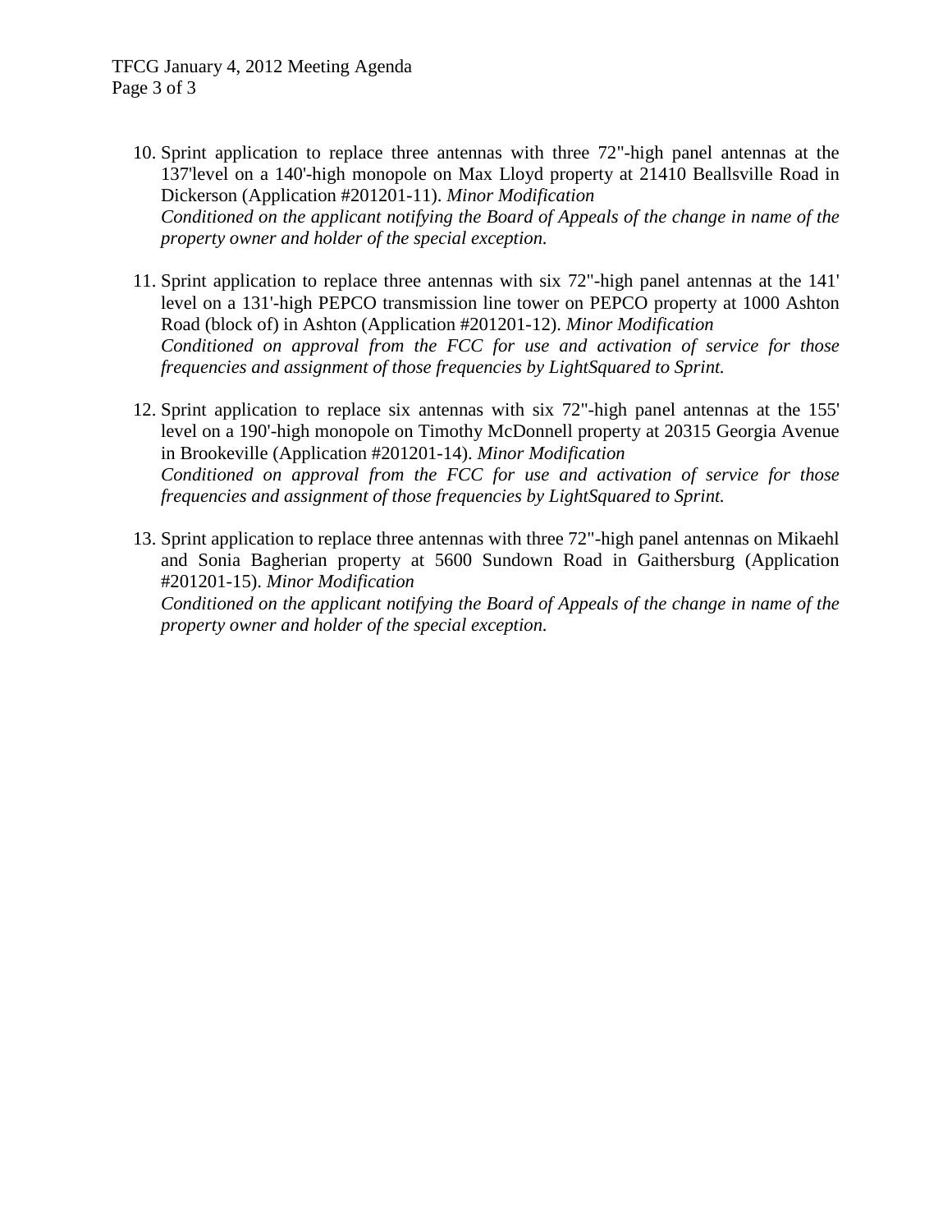10. Sprint application to replace three antennas with three 72"-high panel antennas at the 137'level on a 140'-high monopole on Max Lloyd property at 21410 Beallsville Road in Dickerson (Application #201201-11). *Minor Modification*
    *Conditioned on the applicant notifying the Board of Appeals of the change in name of the property owner and holder of the special exception.*

11. Sprint application to replace three antennas with six 72"-high panel antennas at the 141' level on a 131'-high PEPCO transmission line tower on PEPCO property at 1000 Ashton Road (block of) in Ashton (Application #201201-12). *Minor Modification*
    *Conditioned on approval from the FCC for use and activation of service for those frequencies and assignment of those frequencies by LightSquared to Sprint.*

12. Sprint application to replace six antennas with six 72"-high panel antennas at the 155' level on a 190'-high monopole on Timothy McDonnell property at 20315 Georgia Avenue in Brookeville (Application #201201-14). *Minor Modification*
    *Conditioned on approval from the FCC for use and activation of service for those frequencies and assignment of those frequencies by LightSquared to Sprint.*

13. Sprint application to replace three antennas with three 72"-high panel antennas on Mikaehl and Sonia Bagherian property at 5600 Sundown Road in Gaithersburg (Application #201201-15). *Minor Modification*
    *Conditioned on the applicant notifying the Board of Appeals of the change in name of the property owner and holder of the special exception.*